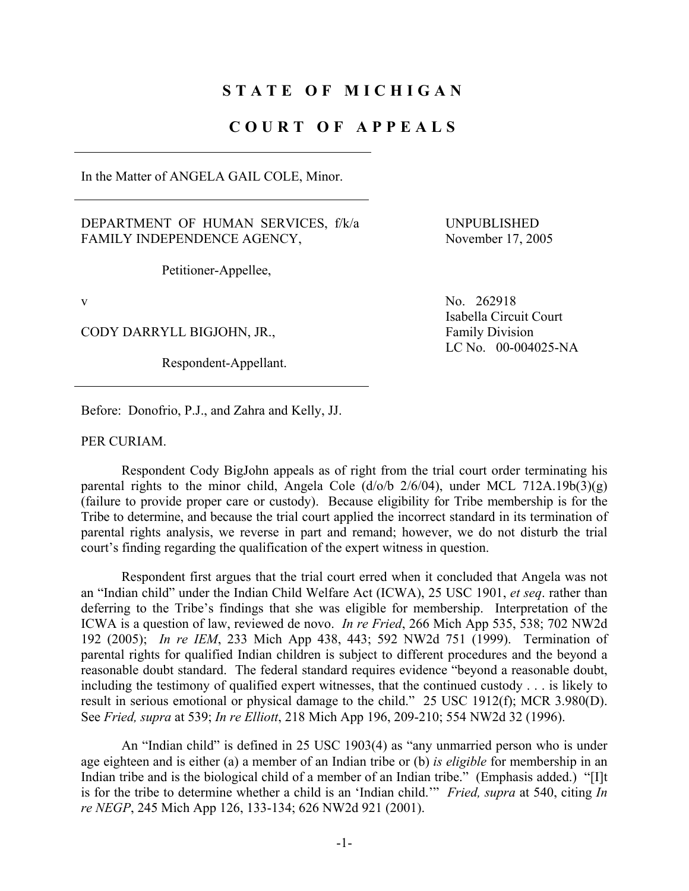# STATE OF MICHIGAN

# COURT OF APPEALS

In the Matter of ANGELA GAIL COLE, Minor.

DEPARTMENT OF HUMAN SERVICES, f/k/a FAMILY INDEPENDENCE AGENCY,

Petitioner-Appellee,

v

CODY DARRYLL BIGJOHN, JR.,

Respondent-Appellant.

UNPUBLISHED
November 17, 2005

No. 262918
Isabella Circuit Court
Family Division
LC No. 00-004025-NA

Before: Donofrio, P.J., and Zahra and Kelly, JJ.

PER CURIAM.

Respondent Cody BigJohn appeals as of right from the trial court order terminating his parental rights to the minor child, Angela Cole (d/o/b 2/6/04), under MCL 712A.19b(3)(g) (failure to provide proper care or custody). Because eligibility for Tribe membership is for the Tribe to determine, and because the trial court applied the incorrect standard in its termination of parental rights analysis, we reverse in part and remand; however, we do not disturb the trial court's finding regarding the qualification of the expert witness in question.

Respondent first argues that the trial court erred when it concluded that Angela was not an "Indian child" under the Indian Child Welfare Act (ICWA), 25 USC 1901, *et seq*. rather than deferring to the Tribe's findings that she was eligible for membership. Interpretation of the ICWA is a question of law, reviewed de novo. *In re Fried*, 266 Mich App 535, 538; 702 NW2d 192 (2005); *In re IEM*, 233 Mich App 438, 443; 592 NW2d 751 (1999). Termination of parental rights for qualified Indian children is subject to different procedures and the beyond a reasonable doubt standard. The federal standard requires evidence "beyond a reasonable doubt, including the testimony of qualified expert witnesses, that the continued custody . . . is likely to result in serious emotional or physical damage to the child." 25 USC 1912(f); MCR 3.980(D). See *Fried, supra* at 539; *In re Elliott*, 218 Mich App 196, 209-210; 554 NW2d 32 (1996).

An "Indian child" is defined in 25 USC 1903(4) as "any unmarried person who is under age eighteen and is either (a) a member of an Indian tribe or (b) *is eligible* for membership in an Indian tribe and is the biological child of a member of an Indian tribe." (Emphasis added.) "[I]t is for the tribe to determine whether a child is an 'Indian child.'" *Fried, supra* at 540, citing *In re NEGP*, 245 Mich App 126, 133-134; 626 NW2d 921 (2001).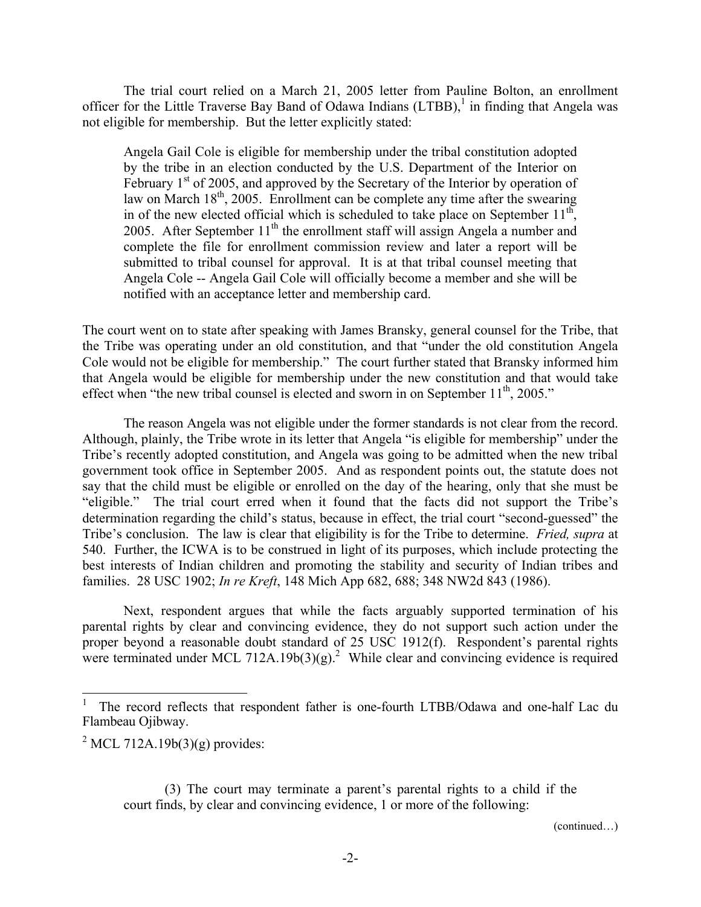The trial court relied on a March 21, 2005 letter from Pauline Bolton, an enrollment officer for the Little Traverse Bay Band of Odawa Indians (LTBB),[1] in finding that Angela was not eligible for membership. But the letter explicitly stated:

> Angela Gail Cole is eligible for membership under the tribal constitution adopted by the tribe in an election conducted by the U.S. Department of the Interior on February 1st of 2005, and approved by the Secretary of the Interior by operation of law on March 18th, 2005. Enrollment can be complete any time after the swearing in of the new elected official which is scheduled to take place on September 11th, 2005. After September 11th the enrollment staff will assign Angela a number and complete the file for enrollment commission review and later a report will be submitted to tribal counsel for approval. It is at that tribal counsel meeting that Angela Cole -- Angela Gail Cole will officially become a member and she will be notified with an acceptance letter and membership card.

The court went on to state after speaking with James Bransky, general counsel for the Tribe, that the Tribe was operating under an old constitution, and that "under the old constitution Angela Cole would not be eligible for membership." The court further stated that Bransky informed him that Angela would be eligible for membership under the new constitution and that would take effect when "the new tribal counsel is elected and sworn in on September 11th, 2005."

The reason Angela was not eligible under the former standards is not clear from the record. Although, plainly, the Tribe wrote in its letter that Angela "is eligible for membership" under the Tribe's recently adopted constitution, and Angela was going to be admitted when the new tribal government took office in September 2005. And as respondent points out, the statute does not say that the child must be eligible or enrolled on the day of the hearing, only that she must be "eligible." The trial court erred when it found that the facts did not support the Tribe's determination regarding the child's status, because in effect, the trial court "second-guessed" the Tribe's conclusion. The law is clear that eligibility is for the Tribe to determine. *Fried, supra* at 540. Further, the ICWA is to be construed in light of its purposes, which include protecting the best interests of Indian children and promoting the stability and security of Indian tribes and families. 28 USC 1902; *In re Kreft*, 148 Mich App 682, 688; 348 NW2d 843 (1986).

Next, respondent argues that while the facts arguably supported termination of his parental rights by clear and convincing evidence, they do not support such action under the proper beyond a reasonable doubt standard of 25 USC 1912(f). Respondent's parental rights were terminated under MCL 712A.19b(3)(g).[2] While clear and convincing evidence is required

---

[1] The record reflects that respondent father is one-fourth LTBB/Odawa and one-half Lac du Flambeau Ojibway.

[2] MCL 712A.19b(3)(g) provides:

> (3) The court may terminate a parent's parental rights to a child if the court finds, by clear and convincing evidence, 1 or more of the following:

(continued…)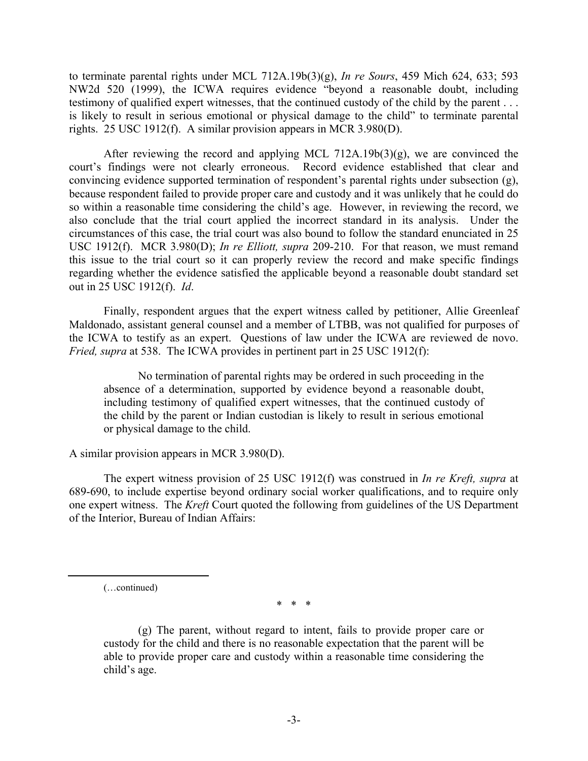to terminate parental rights under MCL 712A.19b(3)(g), *In re Sours*, 459 Mich 624, 633; 593 NW2d 520 (1999), the ICWA requires evidence "beyond a reasonable doubt, including testimony of qualified expert witnesses, that the continued custody of the child by the parent . . . is likely to result in serious emotional or physical damage to the child" to terminate parental rights. 25 USC 1912(f). A similar provision appears in MCR 3.980(D).

After reviewing the record and applying MCL 712A.19b(3)(g), we are convinced the court's findings were not clearly erroneous. Record evidence established that clear and convincing evidence supported termination of respondent's parental rights under subsection (g), because respondent failed to provide proper care and custody and it was unlikely that he could do so within a reasonable time considering the child's age. However, in reviewing the record, we also conclude that the trial court applied the incorrect standard in its analysis. Under the circumstances of this case, the trial court was also bound to follow the standard enunciated in 25 USC 1912(f). MCR 3.980(D); *In re Elliott, supra* 209-210. For that reason, we must remand this issue to the trial court so it can properly review the record and make specific findings regarding whether the evidence satisfied the applicable beyond a reasonable doubt standard set out in 25 USC 1912(f). *Id*.

Finally, respondent argues that the expert witness called by petitioner, Allie Greenleaf Maldonado, assistant general counsel and a member of LTBB, was not qualified for purposes of the ICWA to testify as an expert. Questions of law under the ICWA are reviewed de novo. *Fried, supra* at 538. The ICWA provides in pertinent part in 25 USC 1912(f):

> No termination of parental rights may be ordered in such proceeding in the absence of a determination, supported by evidence beyond a reasonable doubt, including testimony of qualified expert witnesses, that the continued custody of the child by the parent or Indian custodian is likely to result in serious emotional or physical damage to the child.

A similar provision appears in MCR 3.980(D).

The expert witness provision of 25 USC 1912(f) was construed in *In re Kreft, supra* at 689-690, to include expertise beyond ordinary social worker qualifications, and to require only one expert witness. The *Kreft* Court quoted the following from guidelines of the US Department of the Interior, Bureau of Indian Affairs:

---

(…continued)

\* \* \*

> (g) The parent, without regard to intent, fails to provide proper care or custody for the child and there is no reasonable expectation that the parent will be able to provide proper care and custody within a reasonable time considering the child's age.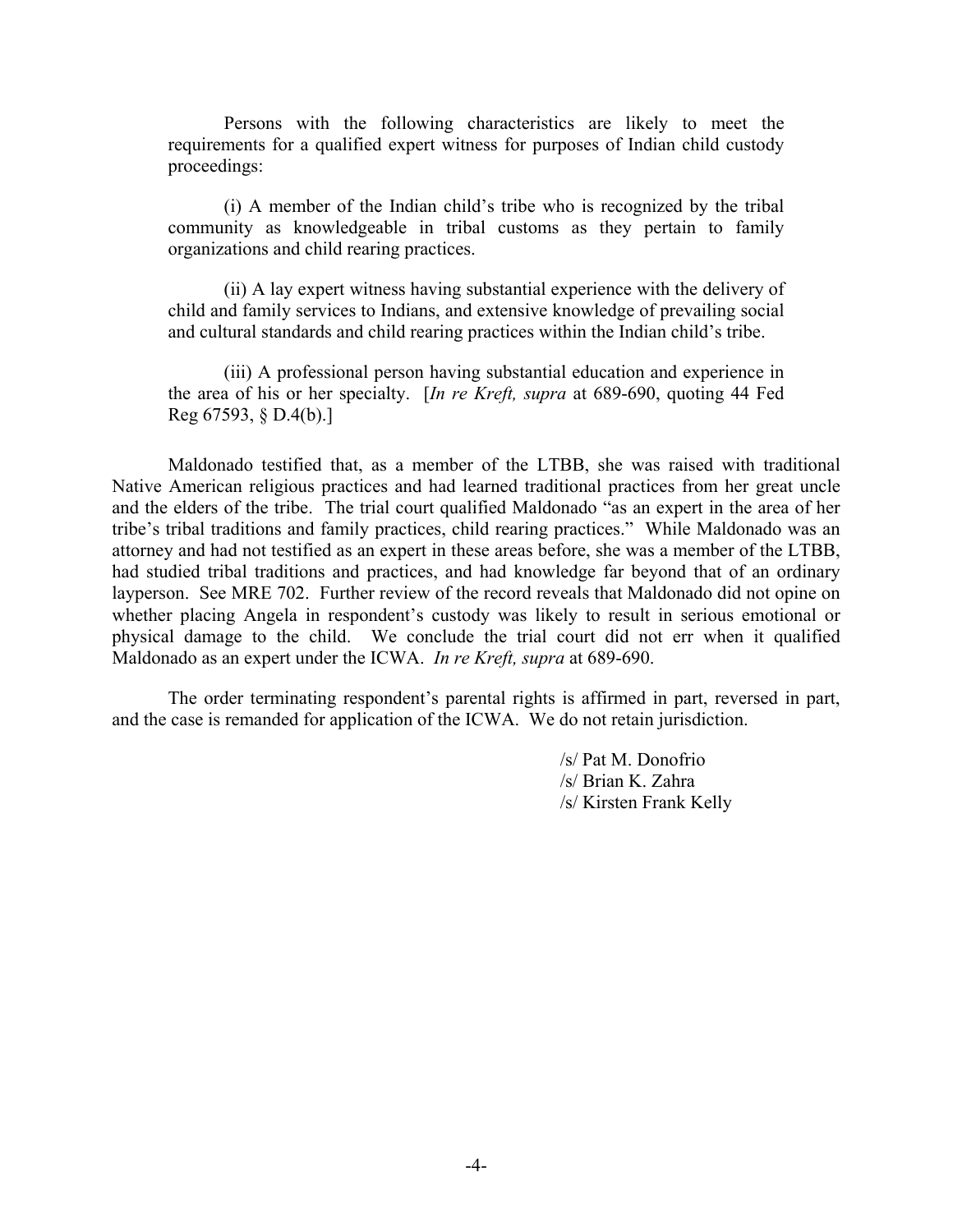> Persons with the following characteristics are likely to meet the requirements for a qualified expert witness for purposes of Indian child custody proceedings:
>
> (i) A member of the Indian child's tribe who is recognized by the tribal community as knowledgeable in tribal customs as they pertain to family organizations and child rearing practices.
>
> (ii) A lay expert witness having substantial experience with the delivery of child and family services to Indians, and extensive knowledge of prevailing social and cultural standards and child rearing practices within the Indian child's tribe.
>
> (iii) A professional person having substantial education and experience in the area of his or her specialty. [*In re Kreft, supra* at 689-690, quoting 44 Fed Reg 67593, § D.4(b).]

Maldonado testified that, as a member of the LTBB, she was raised with traditional Native American religious practices and had learned traditional practices from her great uncle and the elders of the tribe. The trial court qualified Maldonado "as an expert in the area of her tribe's tribal traditions and family practices, child rearing practices." While Maldonado was an attorney and had not testified as an expert in these areas before, she was a member of the LTBB, had studied tribal traditions and practices, and had knowledge far beyond that of an ordinary layperson. See MRE 702. Further review of the record reveals that Maldonado did not opine on whether placing Angela in respondent's custody was likely to result in serious emotional or physical damage to the child. We conclude the trial court did not err when it qualified Maldonado as an expert under the ICWA. *In re Kreft, supra* at 689-690.

The order terminating respondent's parental rights is affirmed in part, reversed in part, and the case is remanded for application of the ICWA. We do not retain jurisdiction.

/s/ Pat M. Donofrio
/s/ Brian K. Zahra
/s/ Kirsten Frank Kelly